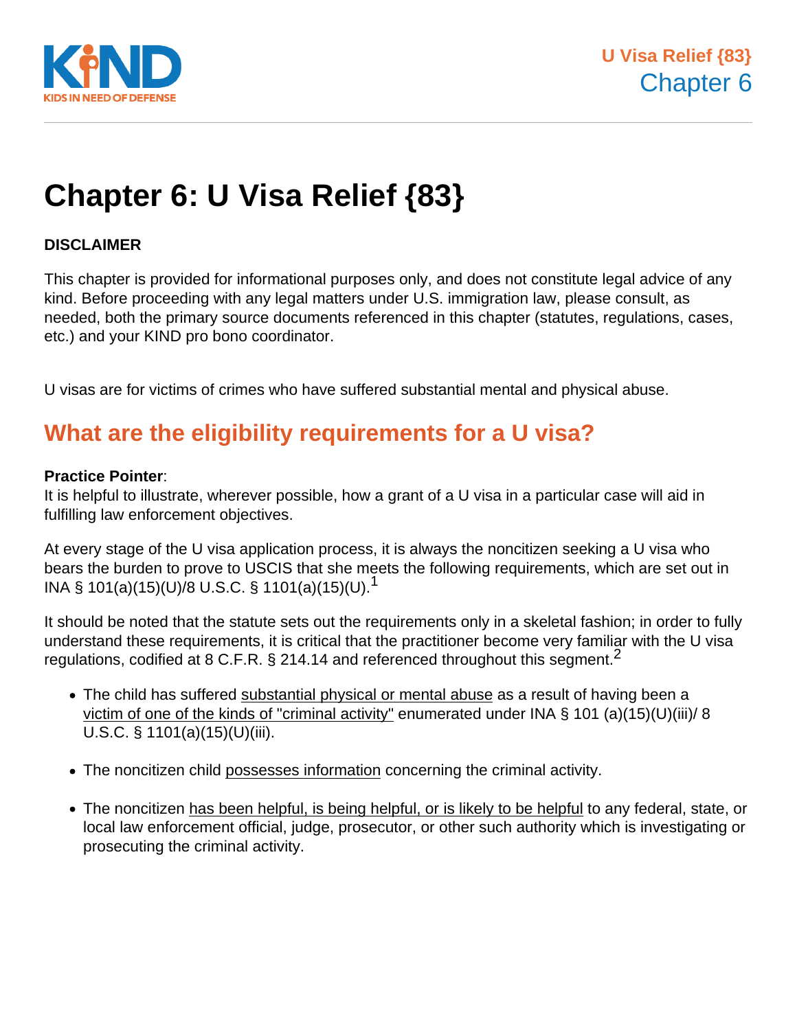# Chapter 6: U Visa Relief {83}

**DISCLAIMER**

This chapter is provided for informational purposes only, and does not constitute legal advice of any kind. Before proceeding with any legal matters under U.S. immigration law, please consult, as needed, both the primary source documents referenced in this chapter (statutes, regulations, cases, etc.) and your KIND pro bono coordinator.

U visas are for victims of crimes who have suffered substantial mental and physical abuse.

## What are the eligibility requirements for a U visa?

**Practice Pointer**:
It is helpful to illustrate, wherever possible, how a grant of a U visa in a particular case will aid in fulfilling law enforcement objectives.

At every stage of the U visa application process, it is always the noncitizen seeking a U visa who bears the burden to prove to USCIS that she meets the following requirements, which are set out in INA § 101(a)(15)(U)/8 U.S.C. § 1101(a)(15)(U).[1]

It should be noted that the statute sets out the requirements only in a skeletal fashion; in order to fully understand these requirements, it is critical that the practitioner become very familiar with the U visa regulations, codified at 8 C.F.R. § 214.14 and referenced throughout this segment.[2]

- The child has suffered substantial physical or mental abuse as a result of having been a victim of one of the kinds of "criminal activity" enumerated under INA § 101 (a)(15)(U)(iii)/ 8 U.S.C. § 1101(a)(15)(U)(iii).

- The noncitizen child possesses information concerning the criminal activity.

- The noncitizen has been helpful, is being helpful, or is likely to be helpful to any federal, state, or local law enforcement official, judge, prosecutor, or other such authority which is investigating or prosecuting the criminal activity.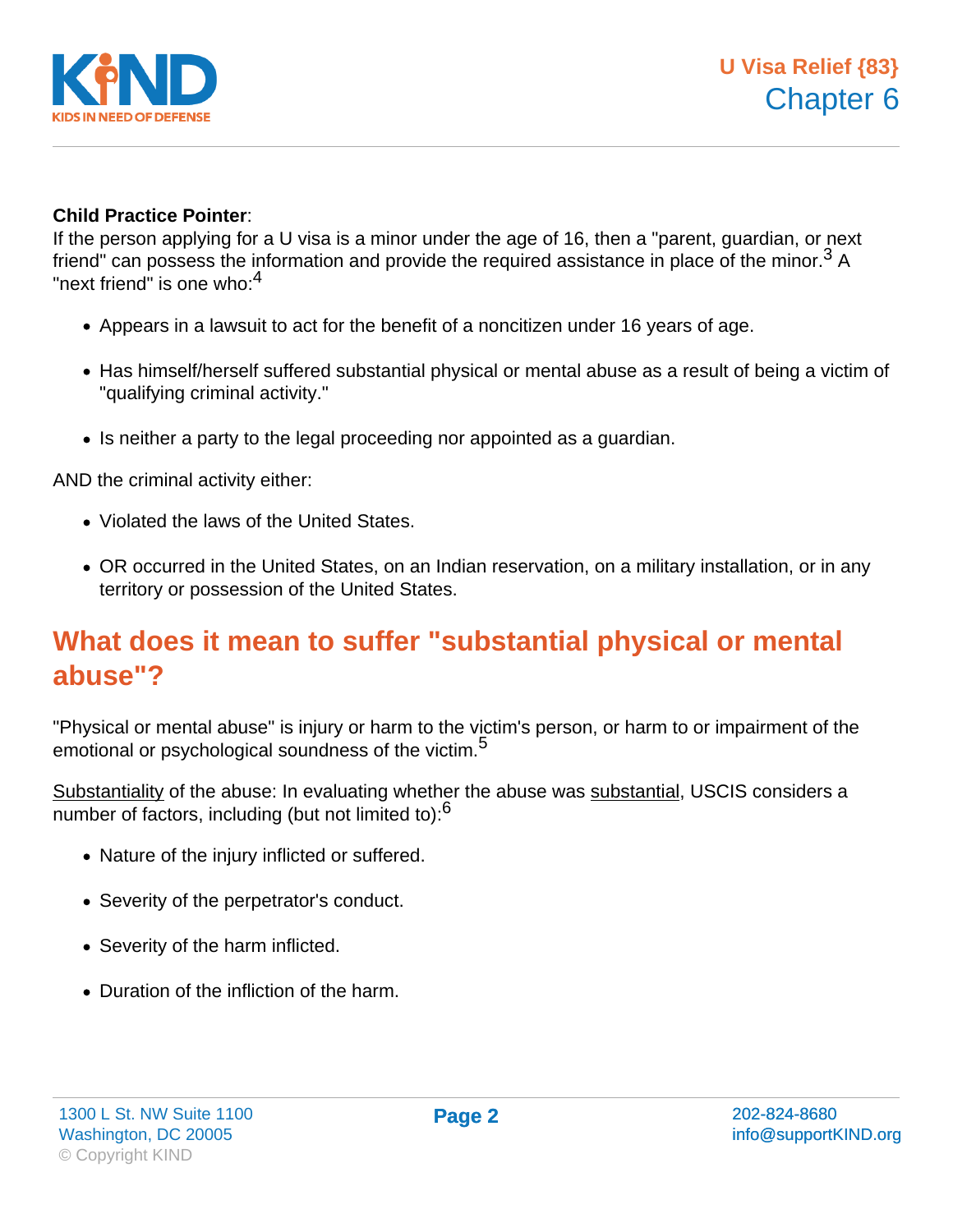**Child Practice Pointer**:
If the person applying for a U visa is a minor under the age of 16, then a "parent, guardian, or next friend" can possess the information and provide the required assistance in place of the minor.[3] A "next friend" is one who:[4]

- Appears in a lawsuit to act for the benefit of a noncitizen under 16 years of age.
- Has himself/herself suffered substantial physical or mental abuse as a result of being a victim of "qualifying criminal activity."
- Is neither a party to the legal proceeding nor appointed as a guardian.

AND the criminal activity either:

- Violated the laws of the United States.
- OR occurred in the United States, on an Indian reservation, on a military installation, or in any territory or possession of the United States.

## What does it mean to suffer "substantial physical or mental abuse"?

"Physical or mental abuse" is injury or harm to the victim's person, or harm to or impairment of the emotional or psychological soundness of the victim.[5]

Substantiality of the abuse: In evaluating whether the abuse was substantial, USCIS considers a number of factors, including (but not limited to):[6]

- Nature of the injury inflicted or suffered.
- Severity of the perpetrator's conduct.
- Severity of the harm inflicted.
- Duration of the infliction of the harm.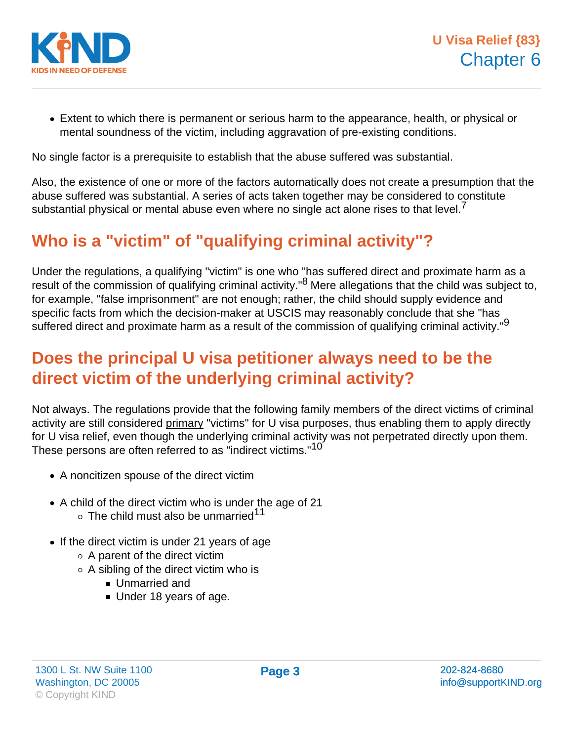- Extent to which there is permanent or serious harm to the appearance, health, or physical or mental soundness of the victim, including aggravation of pre-existing conditions.

No single factor is a prerequisite to establish that the abuse suffered was substantial.

Also, the existence of one or more of the factors automatically does not create a presumption that the abuse suffered was substantial. A series of acts taken together may be considered to constitute substantial physical or mental abuse even where no single act alone rises to that level.[7]

## Who is a "victim" of "qualifying criminal activity"?

Under the regulations, a qualifying "victim" is one who "has suffered direct and proximate harm as a result of the commission of qualifying criminal activity."[8] Mere allegations that the child was subject to, for example, "false imprisonment" are not enough; rather, the child should supply evidence and specific facts from which the decision-maker at USCIS may reasonably conclude that she "has suffered direct and proximate harm as a result of the commission of qualifying criminal activity."[9]

## Does the principal U visa petitioner always need to be the direct victim of the underlying criminal activity?

Not always. The regulations provide that the following family members of the direct victims of criminal activity are still considered <u>primary</u> "victims" for U visa purposes, thus enabling them to apply directly for U visa relief, even though the underlying criminal activity was not perpetrated directly upon them. These persons are often referred to as "indirect victims."[10]

- A noncitizen spouse of the direct victim
- A child of the direct victim who is under the age of 21
  - The child must also be unmarried[11]
- If the direct victim is under 21 years of age
  - A parent of the direct victim
  - A sibling of the direct victim who is
    - Unmarried and
    - Under 18 years of age.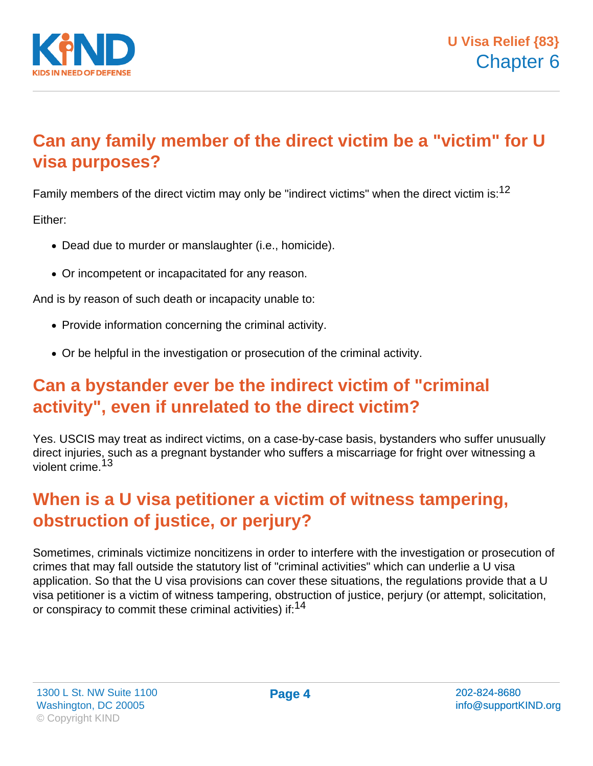## Can any family member of the direct victim be a "victim" for U visa purposes?

Family members of the direct victim may only be "indirect victims" when the direct victim is:[12]

Either:

- Dead due to murder or manslaughter (i.e., homicide).
- Or incompetent or incapacitated for any reason.

And is by reason of such death or incapacity unable to:

- Provide information concerning the criminal activity.
- Or be helpful in the investigation or prosecution of the criminal activity.

## Can a bystander ever be the indirect victim of "criminal activity", even if unrelated to the direct victim?

Yes. USCIS may treat as indirect victims, on a case-by-case basis, bystanders who suffer unusually direct injuries, such as a pregnant bystander who suffers a miscarriage for fright over witnessing a violent crime.[13]

## When is a U visa petitioner a victim of witness tampering, obstruction of justice, or perjury?

Sometimes, criminals victimize noncitizens in order to interfere with the investigation or prosecution of crimes that may fall outside the statutory list of "criminal activities" which can underlie a U visa application. So that the U visa provisions can cover these situations, the regulations provide that a U visa petitioner is a victim of witness tampering, obstruction of justice, perjury (or attempt, solicitation, or conspiracy to commit these criminal activities) if:[14]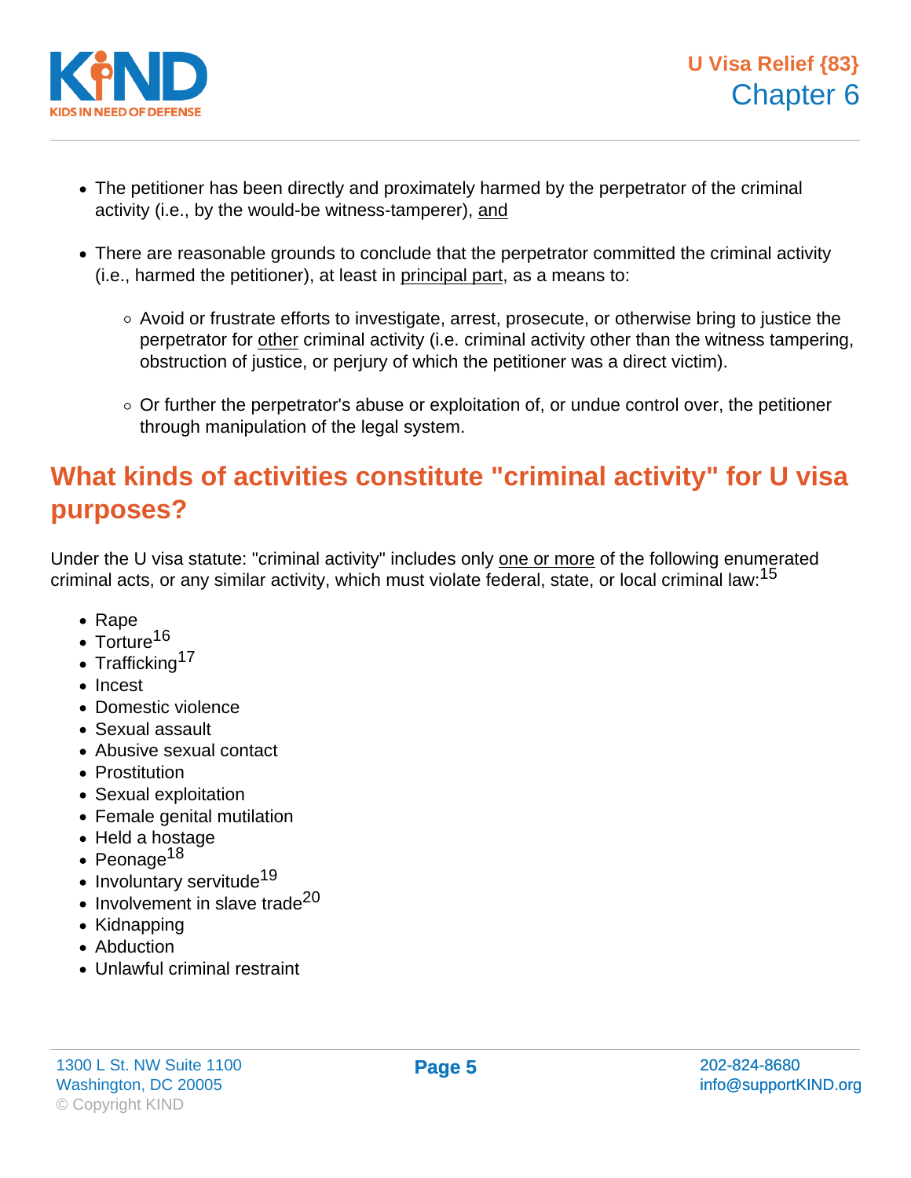- The petitioner has been directly and proximately harmed by the perpetrator of the criminal activity (i.e., by the would-be witness-tamperer), and

- There are reasonable grounds to conclude that the perpetrator committed the criminal activity (i.e., harmed the petitioner), at least in principal part, as a means to:

    - Avoid or frustrate efforts to investigate, arrest, prosecute, or otherwise bring to justice the perpetrator for other criminal activity (i.e. criminal activity other than the witness tampering, obstruction of justice, or perjury of which the petitioner was a direct victim).

    - Or further the perpetrator's abuse or exploitation of, or undue control over, the petitioner through manipulation of the legal system.

## What kinds of activities constitute "criminal activity" for U visa purposes?

Under the U visa statute: "criminal activity" includes only one or more of the following enumerated criminal acts, or any similar activity, which must violate federal, state, or local criminal law:[15]

- Rape
- Torture[16]
- Trafficking[17]
- Incest
- Domestic violence
- Sexual assault
- Abusive sexual contact
- Prostitution
- Sexual exploitation
- Female genital mutilation
- Held a hostage
- Peonage[18]
- Involuntary servitude[19]
- Involvement in slave trade[20]
- Kidnapping
- Abduction
- Unlawful criminal restraint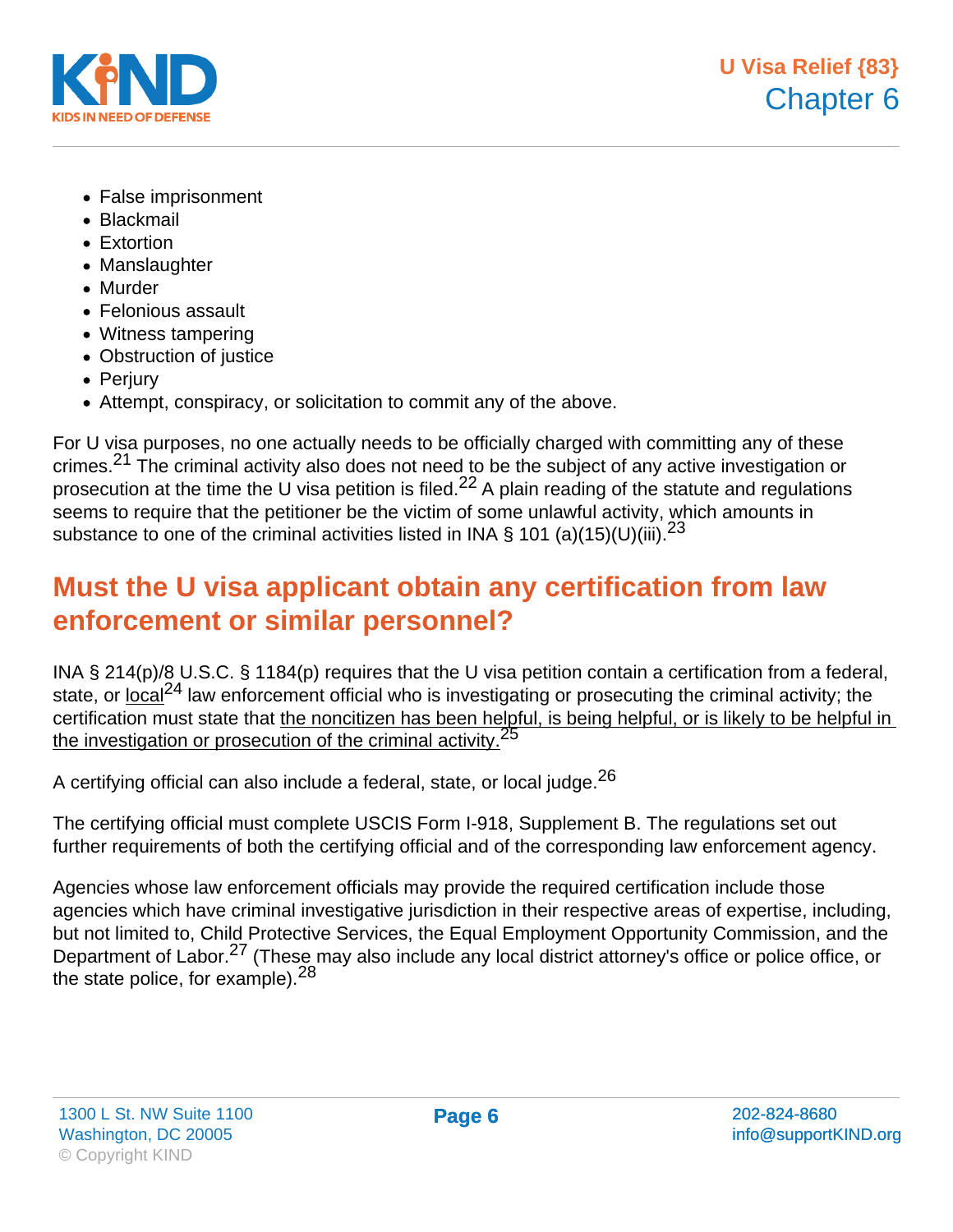- False imprisonment
- Blackmail
- Extortion
- Manslaughter
- Murder
- Felonious assault
- Witness tampering
- Obstruction of justice
- Perjury
- Attempt, conspiracy, or solicitation to commit any of the above.

For U visa purposes, no one actually needs to be officially charged with committing any of these crimes.[21] The criminal activity also does not need to be the subject of any active investigation or prosecution at the time the U visa petition is filed.[22] A plain reading of the statute and regulations seems to require that the petitioner be the victim of some unlawful activity, which amounts in substance to one of the criminal activities listed in INA § 101 (a)(15)(U)(iii).[23]

## Must the U visa applicant obtain any certification from law enforcement or similar personnel?

INA § 214(p)/8 U.S.C. § 1184(p) requires that the U visa petition contain a certification from a federal, state, or local[24] law enforcement official who is investigating or prosecuting the criminal activity; the certification must state that the noncitizen has been helpful, is being helpful, or is likely to be helpful in the investigation or prosecution of the criminal activity.[25]

A certifying official can also include a federal, state, or local judge.[26]

The certifying official must complete USCIS Form I-918, Supplement B. The regulations set out further requirements of both the certifying official and of the corresponding law enforcement agency.

Agencies whose law enforcement officials may provide the required certification include those agencies which have criminal investigative jurisdiction in their respective areas of expertise, including, but not limited to, Child Protective Services, the Equal Employment Opportunity Commission, and the Department of Labor.[27] (These may also include any local district attorney's office or police office, or the state police, for example).[28]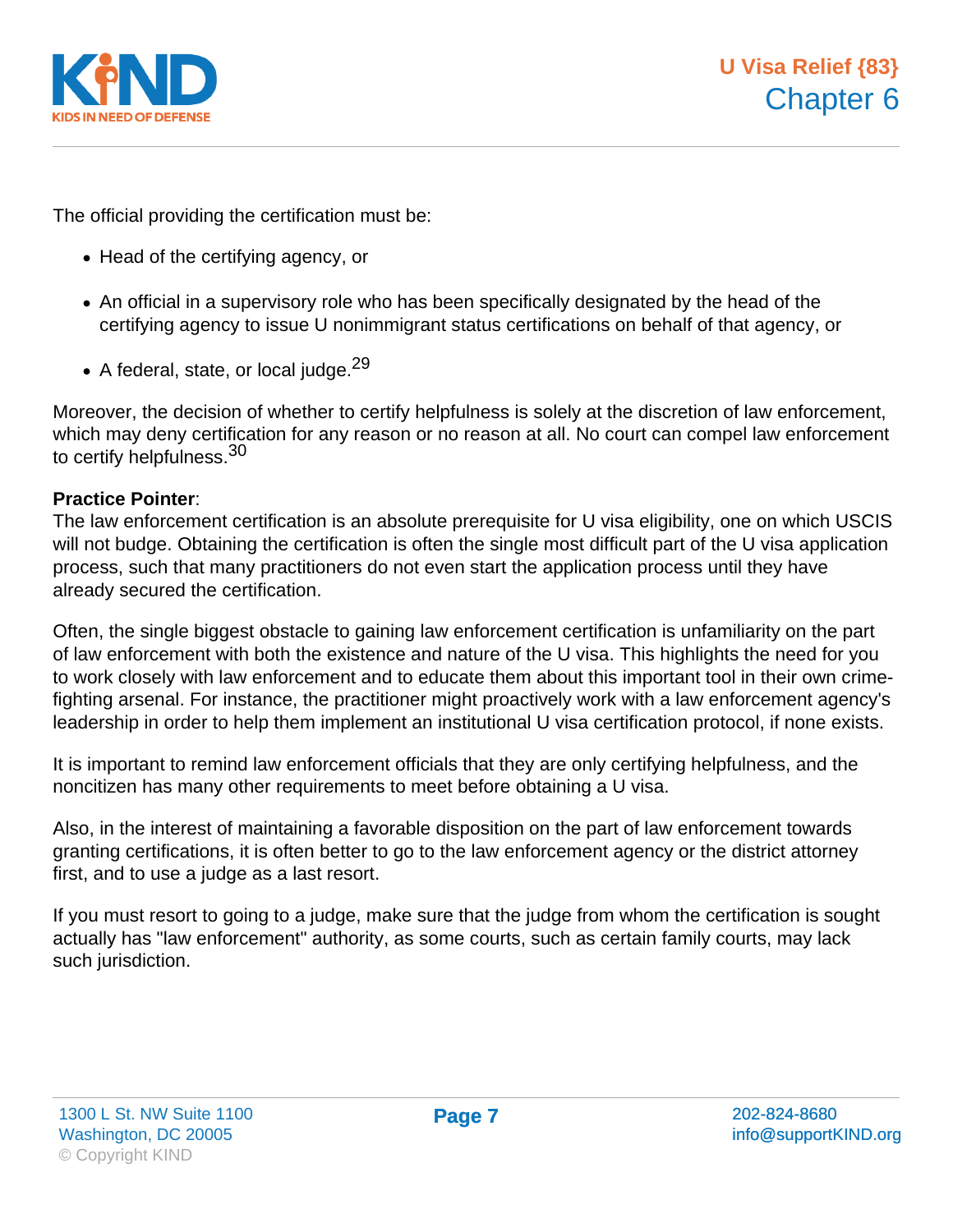The official providing the certification must be:

- Head of the certifying agency, or
- An official in a supervisory role who has been specifically designated by the head of the certifying agency to issue U nonimmigrant status certifications on behalf of that agency, or
- A federal, state, or local judge.[29]

Moreover, the decision of whether to certify helpfulness is solely at the discretion of law enforcement, which may deny certification for any reason or no reason at all. No court can compel law enforcement to certify helpfulness.[30]

**Practice Pointer**:
The law enforcement certification is an absolute prerequisite for U visa eligibility, one on which USCIS will not budge. Obtaining the certification is often the single most difficult part of the U visa application process, such that many practitioners do not even start the application process until they have already secured the certification.

Often, the single biggest obstacle to gaining law enforcement certification is unfamiliarity on the part of law enforcement with both the existence and nature of the U visa. This highlights the need for you to work closely with law enforcement and to educate them about this important tool in their own crime-fighting arsenal. For instance, the practitioner might proactively work with a law enforcement agency's leadership in order to help them implement an institutional U visa certification protocol, if none exists.

It is important to remind law enforcement officials that they are only certifying helpfulness, and the noncitizen has many other requirements to meet before obtaining a U visa.

Also, in the interest of maintaining a favorable disposition on the part of law enforcement towards granting certifications, it is often better to go to the law enforcement agency or the district attorney first, and to use a judge as a last resort.

If you must resort to going to a judge, make sure that the judge from whom the certification is sought actually has "law enforcement" authority, as some courts, such as certain family courts, may lack such jurisdiction.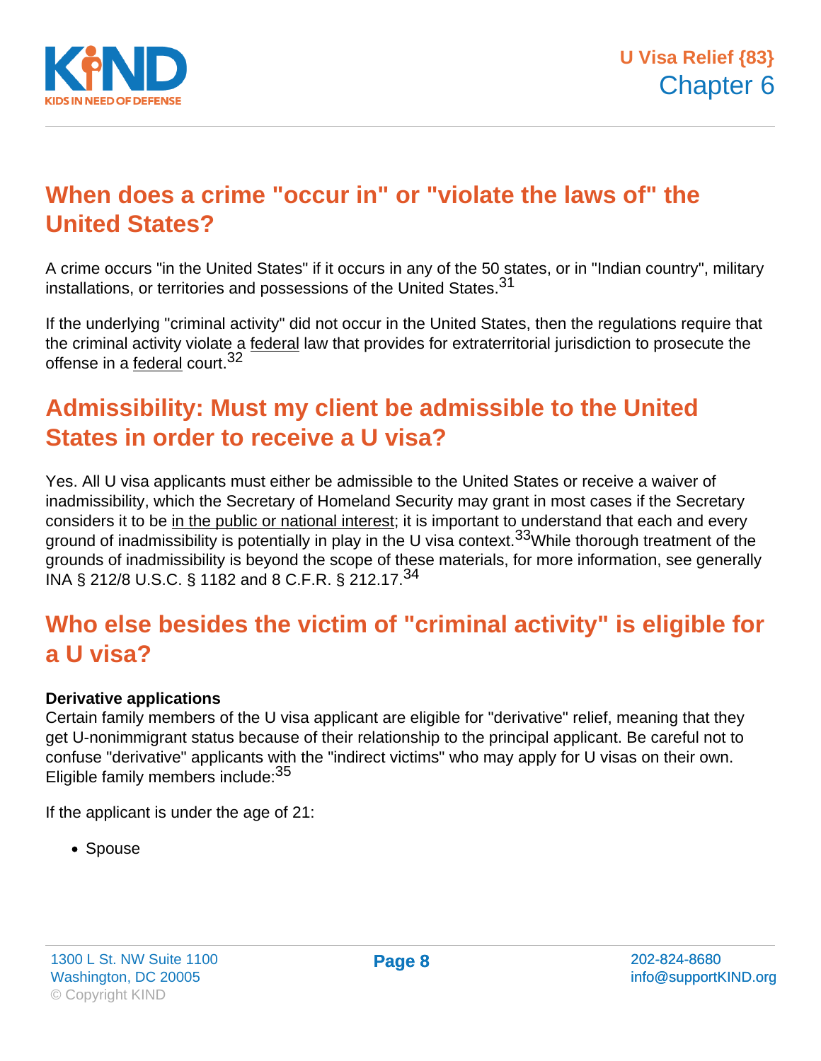## When does a crime "occur in" or "violate the laws of" the United States?

A crime occurs "in the United States" if it occurs in any of the 50 states, or in "Indian country", military installations, or territories and possessions of the United States.[31]

If the underlying "criminal activity" did not occur in the United States, then the regulations require that the criminal activity violate a federal law that provides for extraterritorial jurisdiction to prosecute the offense in a federal court.[32]

## Admissibility: Must my client be admissible to the United States in order to receive a U visa?

Yes. All U visa applicants must either be admissible to the United States or receive a waiver of inadmissibility, which the Secretary of Homeland Security may grant in most cases if the Secretary considers it to be in the public or national interest; it is important to understand that each and every ground of inadmissibility is potentially in play in the U visa context.[33] While thorough treatment of the grounds of inadmissibility is beyond the scope of these materials, for more information, see generally INA § 212/8 U.S.C. § 1182 and 8 C.F.R. § 212.17.[34]

## Who else besides the victim of "criminal activity" is eligible for a U visa?

**Derivative applications**
Certain family members of the U visa applicant are eligible for "derivative" relief, meaning that they get U-nonimmigrant status because of their relationship to the principal applicant. Be careful not to confuse "derivative" applicants with the "indirect victims" who may apply for U visas on their own. Eligible family members include:[35]

If the applicant is under the age of 21:

- Spouse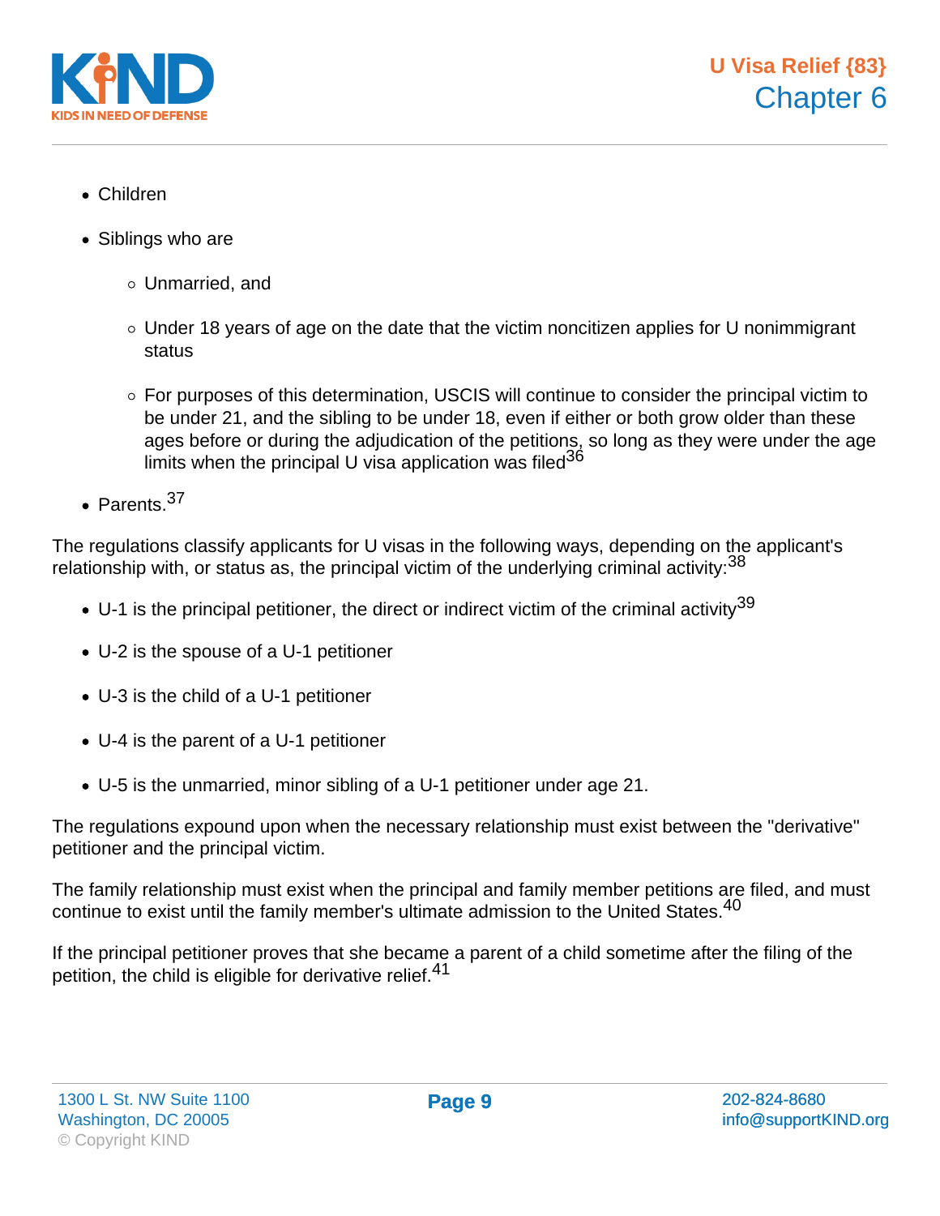- Children
- Siblings who are
  - Unmarried, and
  - Under 18 years of age on the date that the victim noncitizen applies for U nonimmigrant status
  - For purposes of this determination, USCIS will continue to consider the principal victim to be under 21, and the sibling to be under 18, even if either or both grow older than these ages before or during the adjudication of the petitions, so long as they were under the age limits when the principal U visa application was filed[36]
- Parents.[37]

The regulations classify applicants for U visas in the following ways, depending on the applicant's relationship with, or status as, the principal victim of the underlying criminal activity:[38]

- U-1 is the principal petitioner, the direct or indirect victim of the criminal activity[39]
- U-2 is the spouse of a U-1 petitioner
- U-3 is the child of a U-1 petitioner
- U-4 is the parent of a U-1 petitioner
- U-5 is the unmarried, minor sibling of a U-1 petitioner under age 21.

The regulations expound upon when the necessary relationship must exist between the "derivative" petitioner and the principal victim.

The family relationship must exist when the principal and family member petitions are filed, and must continue to exist until the family member's ultimate admission to the United States.[40]

If the principal petitioner proves that she became a parent of a child sometime after the filing of the petition, the child is eligible for derivative relief.[41]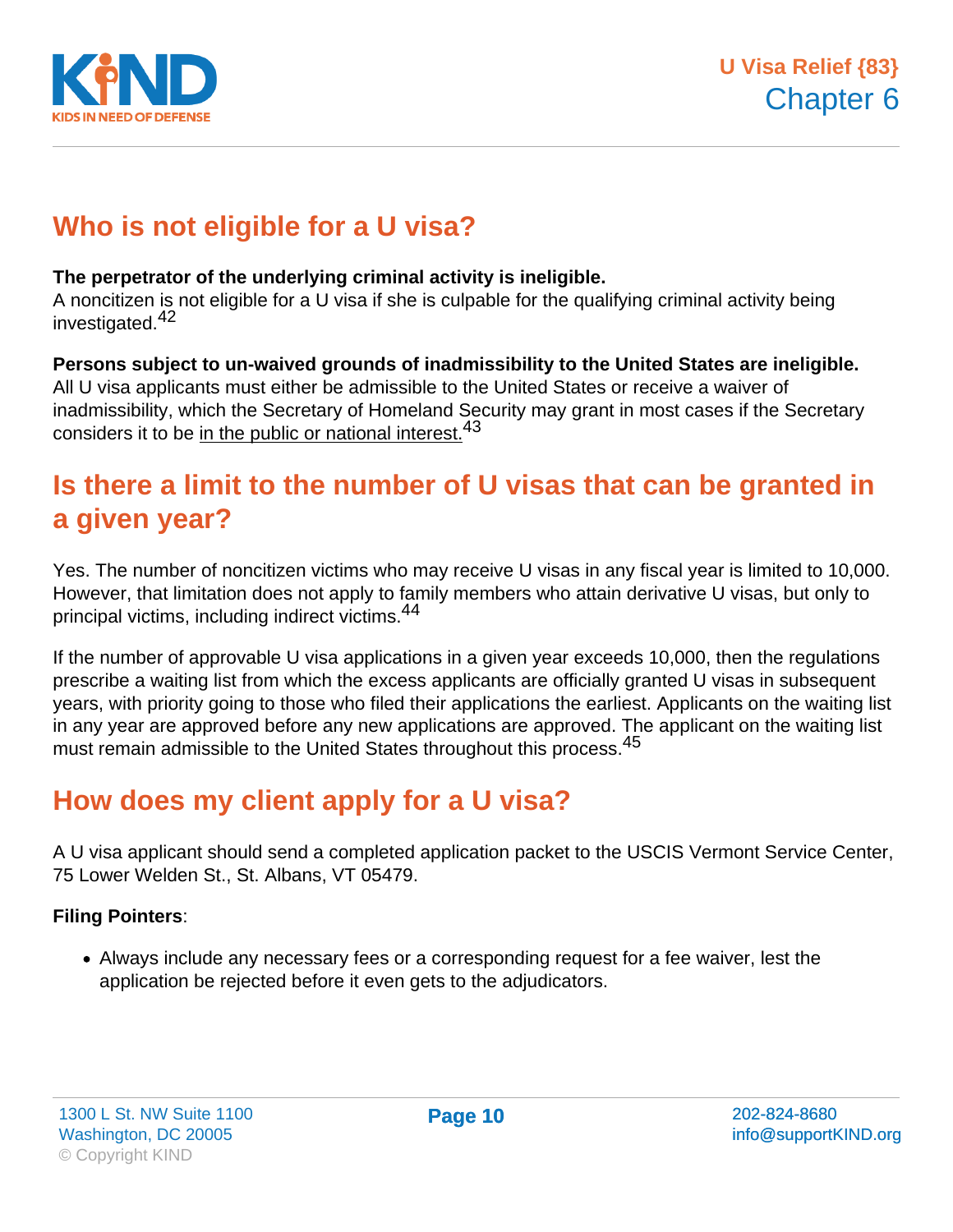## Who is not eligible for a U visa?

**The perpetrator of the underlying criminal activity is ineligible.**
A noncitizen is not eligible for a U visa if she is culpable for the qualifying criminal activity being investigated.[42]

**Persons subject to un-waived grounds of inadmissibility to the United States are ineligible.**
All U visa applicants must either be admissible to the United States or receive a waiver of inadmissibility, which the Secretary of Homeland Security may grant in most cases if the Secretary considers it to be in the public or national interest.[43]

## Is there a limit to the number of U visas that can be granted in a given year?

Yes. The number of noncitizen victims who may receive U visas in any fiscal year is limited to 10,000. However, that limitation does not apply to family members who attain derivative U visas, but only to principal victims, including indirect victims.[44]

If the number of approvable U visa applications in a given year exceeds 10,000, then the regulations prescribe a waiting list from which the excess applicants are officially granted U visas in subsequent years, with priority going to those who filed their applications the earliest. Applicants on the waiting list in any year are approved before any new applications are approved. The applicant on the waiting list must remain admissible to the United States throughout this process.[45]

## How does my client apply for a U visa?

A U visa applicant should send a completed application packet to the USCIS Vermont Service Center, 75 Lower Welden St., St. Albans, VT 05479.

**Filing Pointers**:

- Always include any necessary fees or a corresponding request for a fee waiver, lest the application be rejected before it even gets to the adjudicators.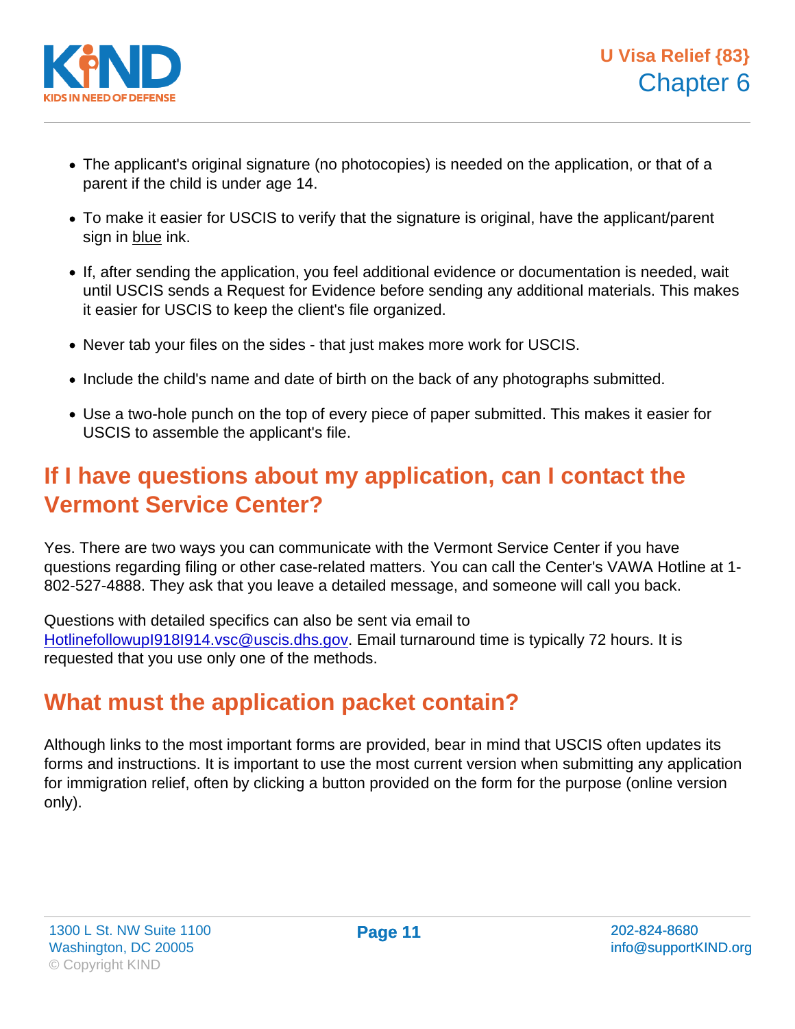- The applicant's original signature (no photocopies) is needed on the application, or that of a parent if the child is under age 14.
- To make it easier for USCIS to verify that the signature is original, have the applicant/parent sign in blue ink.
- If, after sending the application, you feel additional evidence or documentation is needed, wait until USCIS sends a Request for Evidence before sending any additional materials. This makes it easier for USCIS to keep the client's file organized.
- Never tab your files on the sides - that just makes more work for USCIS.
- Include the child's name and date of birth on the back of any photographs submitted.
- Use a two-hole punch on the top of every piece of paper submitted. This makes it easier for USCIS to assemble the applicant's file.

## If I have questions about my application, can I contact the Vermont Service Center?

Yes. There are two ways you can communicate with the Vermont Service Center if you have questions regarding filing or other case-related matters. You can call the Center's VAWA Hotline at 1-802-527-4888. They ask that you leave a detailed message, and someone will call you back.

Questions with detailed specifics can also be sent via email to HotlinefollowupI918I914.vsc@uscis.dhs.gov. Email turnaround time is typically 72 hours. It is requested that you use only one of the methods.

## What must the application packet contain?

Although links to the most important forms are provided, bear in mind that USCIS often updates its forms and instructions. It is important to use the most current version when submitting any application for immigration relief, often by clicking a button provided on the form for the purpose (online version only).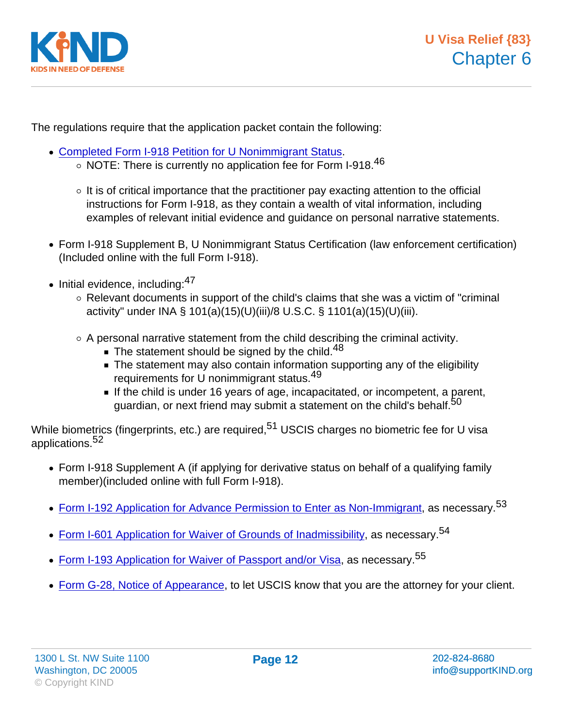The regulations require that the application packet contain the following:

- [Completed Form I-918 Petition for U Nonimmigrant Status](#).
  - NOTE: There is currently no application fee for Form I-918.[46]
  - It is of critical importance that the practitioner pay exacting attention to the official instructions for Form I-918, as they contain a wealth of vital information, including examples of relevant initial evidence and guidance on personal narrative statements.
- Form I-918 Supplement B, U Nonimmigrant Status Certification (law enforcement certification) (Included online with the full Form I-918).
- Initial evidence, including:[47]
  - Relevant documents in support of the child's claims that she was a victim of "criminal activity" under INA § 101(a)(15)(U)(iii)/8 U.S.C. § 1101(a)(15)(U)(iii).
  - A personal narrative statement from the child describing the criminal activity.
    - The statement should be signed by the child.[48]
    - The statement may also contain information supporting any of the eligibility requirements for U nonimmigrant status.[49]
    - If the child is under 16 years of age, incapacitated, or incompetent, a parent, guardian, or next friend may submit a statement on the child's behalf.[50]

While biometrics (fingerprints, etc.) are required,[51] USCIS charges no biometric fee for U visa applications.[52]

- Form I-918 Supplement A (if applying for derivative status on behalf of a qualifying family member)(included online with full Form I-918).
- Form I-192 Application for Advance Permission to Enter as Non-Immigrant, as necessary.[53]
- Form I-601 Application for Waiver of Grounds of Inadmissibility, as necessary.[54]
- Form I-193 Application for Waiver of Passport and/or Visa, as necessary.[55]
- Form G-28, Notice of Appearance, to let USCIS know that you are the attorney for your client.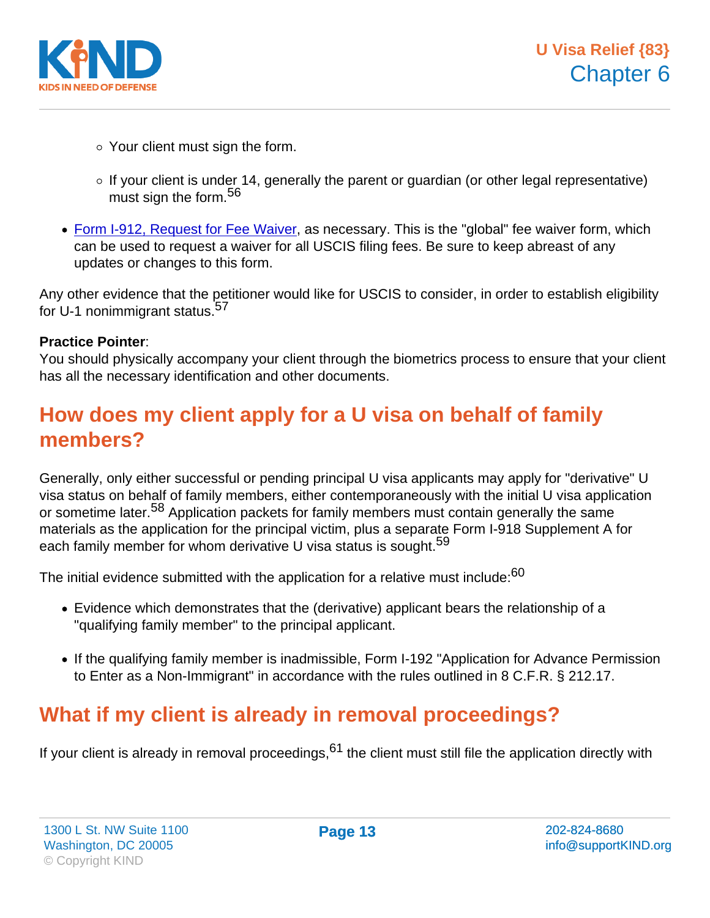- Your client must sign the form.
    - If your client is under 14, generally the parent or guardian (or other legal representative) must sign the form.[56]
- [Form I-912, Request for Fee Waiver](), as necessary. This is the "global" fee waiver form, which can be used to request a waiver for all USCIS filing fees. Be sure to keep abreast of any updates or changes to this form.

Any other evidence that the petitioner would like for USCIS to consider, in order to establish eligibility for U-1 nonimmigrant status.[57]

**Practice Pointer**:
You should physically accompany your client through the biometrics process to ensure that your client has all the necessary identification and other documents.

## How does my client apply for a U visa on behalf of family members?

Generally, only either successful or pending principal U visa applicants may apply for "derivative" U visa status on behalf of family members, either contemporaneously with the initial U visa application or sometime later.[58] Application packets for family members must contain generally the same materials as the application for the principal victim, plus a separate Form I-918 Supplement A for each family member for whom derivative U visa status is sought.[59]

The initial evidence submitted with the application for a relative must include:[60]

- Evidence which demonstrates that the (derivative) applicant bears the relationship of a "qualifying family member" to the principal applicant.
- If the qualifying family member is inadmissible, Form I-192 "Application for Advance Permission to Enter as a Non-Immigrant" in accordance with the rules outlined in 8 C.F.R. § 212.17.

## What if my client is already in removal proceedings?

If your client is already in removal proceedings,[61] the client must still file the application directly with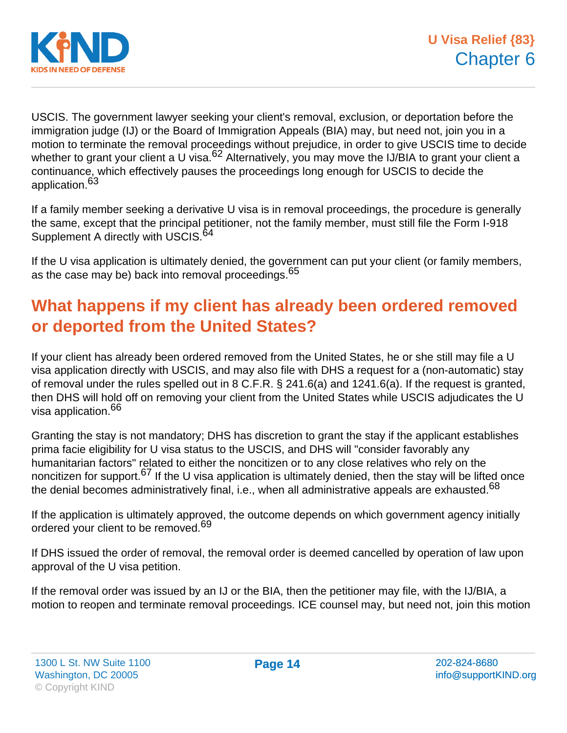USCIS. The government lawyer seeking your client's removal, exclusion, or deportation before the immigration judge (IJ) or the Board of Immigration Appeals (BIA) may, but need not, join you in a motion to terminate the removal proceedings without prejudice, in order to give USCIS time to decide whether to grant your client a U visa.[62] Alternatively, you may move the IJ/BIA to grant your client a continuance, which effectively pauses the proceedings long enough for USCIS to decide the application.[63]

If a family member seeking a derivative U visa is in removal proceedings, the procedure is generally the same, except that the principal petitioner, not the family member, must still file the Form I-918 Supplement A directly with USCIS.[64]

If the U visa application is ultimately denied, the government can put your client (or family members, as the case may be) back into removal proceedings.[65]

## What happens if my client has already been ordered removed or deported from the United States?

If your client has already been ordered removed from the United States, he or she still may file a U visa application directly with USCIS, and may also file with DHS a request for a (non-automatic) stay of removal under the rules spelled out in 8 C.F.R. § 241.6(a) and 1241.6(a). If the request is granted, then DHS will hold off on removing your client from the United States while USCIS adjudicates the U visa application.[66]

Granting the stay is not mandatory; DHS has discretion to grant the stay if the applicant establishes prima facie eligibility for U visa status to the USCIS, and DHS will "consider favorably any humanitarian factors" related to either the noncitizen or to any close relatives who rely on the noncitizen for support.[67] If the U visa application is ultimately denied, then the stay will be lifted once the denial becomes administratively final, i.e., when all administrative appeals are exhausted.[68]

If the application is ultimately approved, the outcome depends on which government agency initially ordered your client to be removed.[69]

If DHS issued the order of removal, the removal order is deemed cancelled by operation of law upon approval of the U visa petition.

If the removal order was issued by an IJ or the BIA, then the petitioner may file, with the IJ/BIA, a motion to reopen and terminate removal proceedings. ICE counsel may, but need not, join this motion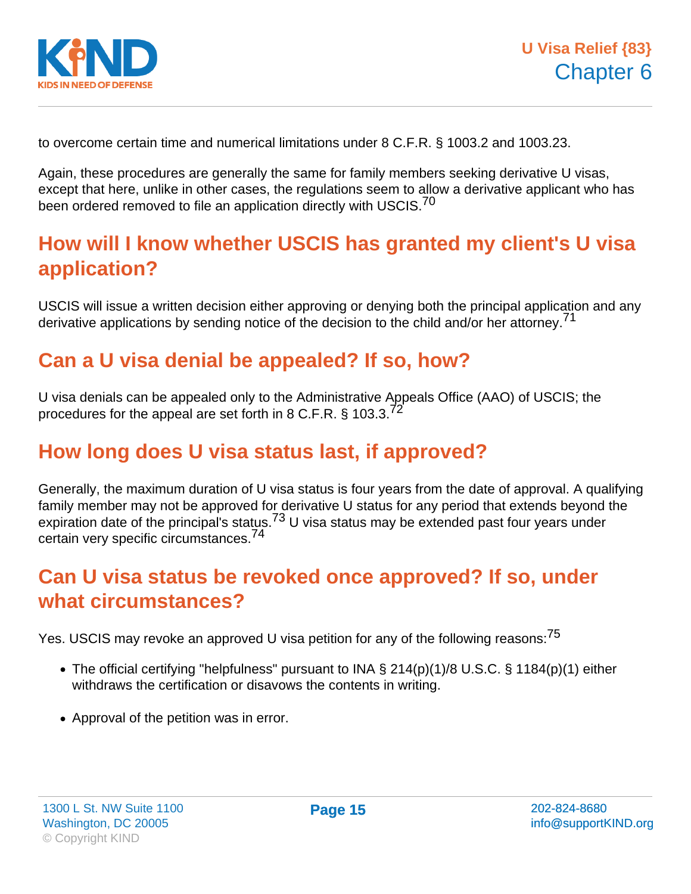to overcome certain time and numerical limitations under 8 C.F.R. § 1003.2 and 1003.23.

Again, these procedures are generally the same for family members seeking derivative U visas, except that here, unlike in other cases, the regulations seem to allow a derivative applicant who has been ordered removed to file an application directly with USCIS.[70]

## How will I know whether USCIS has granted my client's U visa application?

USCIS will issue a written decision either approving or denying both the principal application and any derivative applications by sending notice of the decision to the child and/or her attorney.[71]

## Can a U visa denial be appealed? If so, how?

U visa denials can be appealed only to the Administrative Appeals Office (AAO) of USCIS; the procedures for the appeal are set forth in 8 C.F.R. § 103.3.[72]

## How long does U visa status last, if approved?

Generally, the maximum duration of U visa status is four years from the date of approval. A qualifying family member may not be approved for derivative U status for any period that extends beyond the expiration date of the principal's status.[73] U visa status may be extended past four years under certain very specific circumstances.[74]

## Can U visa status be revoked once approved? If so, under what circumstances?

Yes. USCIS may revoke an approved U visa petition for any of the following reasons:[75]

- The official certifying "helpfulness" pursuant to INA § 214(p)(1)/8 U.S.C. § 1184(p)(1) either withdraws the certification or disavows the contents in writing.
- Approval of the petition was in error.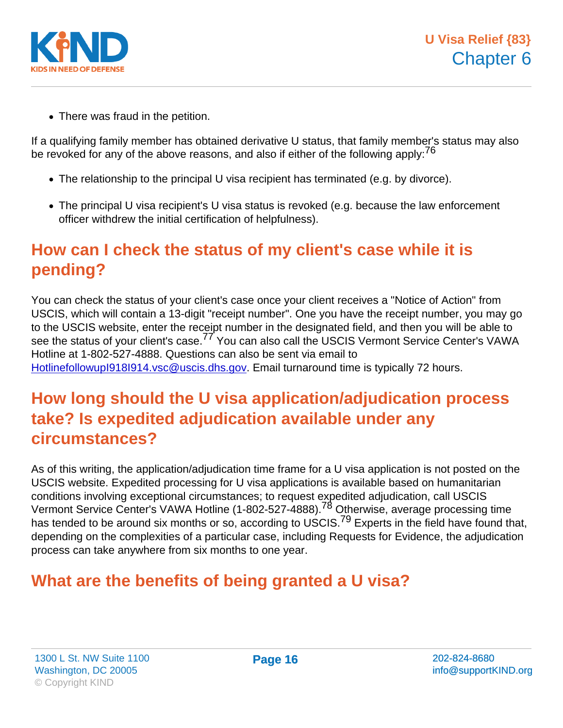- There was fraud in the petition.

If a qualifying family member has obtained derivative U status, that family member's status may also be revoked for any of the above reasons, and also if either of the following apply:[76]

- The relationship to the principal U visa recipient has terminated (e.g. by divorce).
- The principal U visa recipient's U visa status is revoked (e.g. because the law enforcement officer withdrew the initial certification of helpfulness).

## How can I check the status of my client's case while it is pending?

You can check the status of your client's case once your client receives a "Notice of Action" from USCIS, which will contain a 13-digit "receipt number". One you have the receipt number, you may go to the USCIS website, enter the receipt number in the designated field, and then you will be able to see the status of your client's case.[77] You can also call the USCIS Vermont Service Center's VAWA Hotline at 1-802-527-4888. Questions can also be sent via email to HotlinefollowupI918I914.vsc@uscis.dhs.gov. Email turnaround time is typically 72 hours.

## How long should the U visa application/adjudication process take? Is expedited adjudication available under any circumstances?

As of this writing, the application/adjudication time frame for a U visa application is not posted on the USCIS website. Expedited processing for U visa applications is available based on humanitarian conditions involving exceptional circumstances; to request expedited adjudication, call USCIS Vermont Service Center's VAWA Hotline (1-802-527-4888).[78] Otherwise, average processing time has tended to be around six months or so, according to USCIS.[79] Experts in the field have found that, depending on the complexities of a particular case, including Requests for Evidence, the adjudication process can take anywhere from six months to one year.

## What are the benefits of being granted a U visa?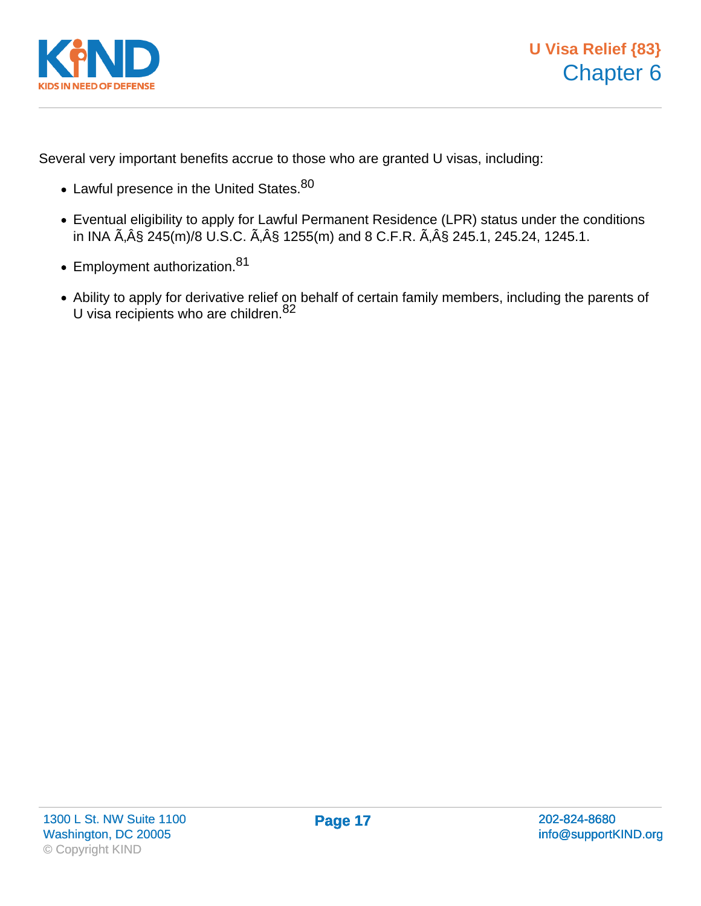Several very important benefits accrue to those who are granted U visas, including:

- Lawful presence in the United States.[80]
- Eventual eligibility to apply for Lawful Permanent Residence (LPR) status under the conditions in INA Ã‚Â§ 245(m)/8 U.S.C. Ã‚Â§ 1255(m) and 8 C.F.R. Ã‚Â§ 245.1, 245.24, 1245.1.
- Employment authorization.[81]
- Ability to apply for derivative relief on behalf of certain family members, including the parents of U visa recipients who are children.[82]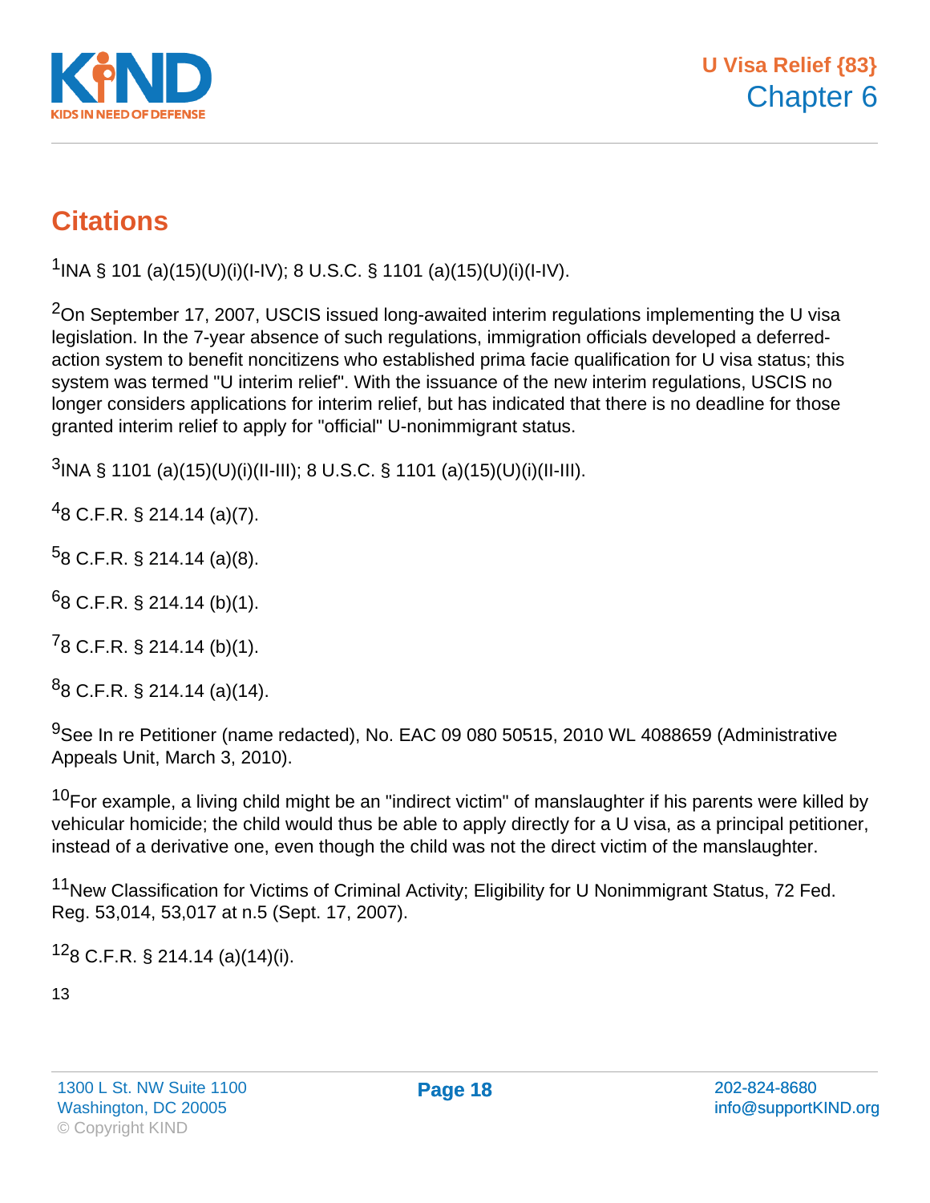## Citations

[1]INA § 101 (a)(15)(U)(i)(I-IV); 8 U.S.C. § 1101 (a)(15)(U)(i)(I-IV).

[2]On September 17, 2007, USCIS issued long-awaited interim regulations implementing the U visa legislation. In the 7-year absence of such regulations, immigration officials developed a deferred-action system to benefit noncitizens who established prima facie qualification for U visa status; this system was termed "U interim relief". With the issuance of the new interim regulations, USCIS no longer considers applications for interim relief, but has indicated that there is no deadline for those granted interim relief to apply for "official" U-nonimmigrant status.

[3]INA § 1101 (a)(15)(U)(i)(II-III); 8 U.S.C. § 1101 (a)(15)(U)(i)(II-III).

[4]8 C.F.R. § 214.14 (a)(7).

[5]8 C.F.R. § 214.14 (a)(8).

[6]8 C.F.R. § 214.14 (b)(1).

[7]8 C.F.R. § 214.14 (b)(1).

[8]8 C.F.R. § 214.14 (a)(14).

[9]See In re Petitioner (name redacted), No. EAC 09 080 50515, 2010 WL 4088659 (Administrative Appeals Unit, March 3, 2010).

[10]For example, a living child might be an "indirect victim" of manslaughter if his parents were killed by vehicular homicide; the child would thus be able to apply directly for a U visa, as a principal petitioner, instead of a derivative one, even though the child was not the direct victim of the manslaughter.

[11]New Classification for Victims of Criminal Activity; Eligibility for U Nonimmigrant Status, 72 Fed. Reg. 53,014, 53,017 at n.5 (Sept. 17, 2007).

[12]8 C.F.R. § 214.14 (a)(14)(i).

13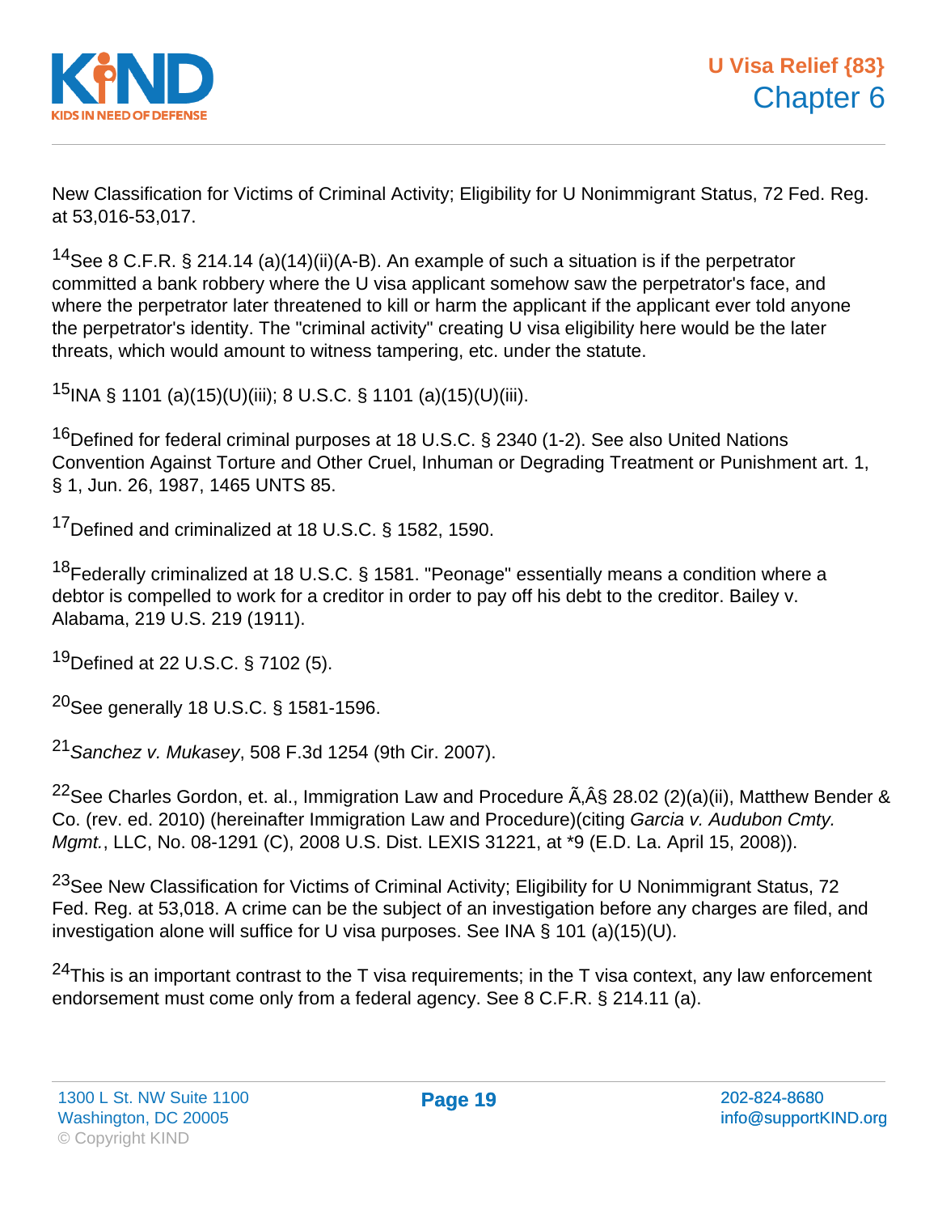New Classification for Victims of Criminal Activity; Eligibility for U Nonimmigrant Status, 72 Fed. Reg. at 53,016-53,017.

[14]See 8 C.F.R. § 214.14 (a)(14)(ii)(A-B). An example of such a situation is if the perpetrator committed a bank robbery where the U visa applicant somehow saw the perpetrator's face, and where the perpetrator later threatened to kill or harm the applicant if the applicant ever told anyone the perpetrator's identity. The "criminal activity" creating U visa eligibility here would be the later threats, which would amount to witness tampering, etc. under the statute.

[15]INA § 1101 (a)(15)(U)(iii); 8 U.S.C. § 1101 (a)(15)(U)(iii).

[16]Defined for federal criminal purposes at 18 U.S.C. § 2340 (1-2). See also United Nations Convention Against Torture and Other Cruel, Inhuman or Degrading Treatment or Punishment art. 1, § 1, Jun. 26, 1987, 1465 UNTS 85.

[17]Defined and criminalized at 18 U.S.C. § 1582, 1590.

[18]Federally criminalized at 18 U.S.C. § 1581. "Peonage" essentially means a condition where a debtor is compelled to work for a creditor in order to pay off his debt to the creditor. Bailey v. Alabama, 219 U.S. 219 (1911).

[19]Defined at 22 U.S.C. § 7102 (5).

[20]See generally 18 U.S.C. § 1581-1596.

[21]*Sanchez v. Mukasey*, 508 F.3d 1254 (9th Cir. 2007).

[22]See Charles Gordon, et. al., Immigration Law and Procedure Ã‚Â§ 28.02 (2)(a)(ii), Matthew Bender & Co. (rev. ed. 2010) (hereinafter Immigration Law and Procedure)(citing *Garcia v. Audubon Cmty. Mgmt.*, LLC, No. 08-1291 (C), 2008 U.S. Dist. LEXIS 31221, at *9 (E.D. La. April 15, 2008)).

[23]See New Classification for Victims of Criminal Activity; Eligibility for U Nonimmigrant Status, 72 Fed. Reg. at 53,018. A crime can be the subject of an investigation before any charges are filed, and investigation alone will suffice for U visa purposes. See INA § 101 (a)(15)(U).

[24]This is an important contrast to the T visa requirements; in the T visa context, any law enforcement endorsement must come only from a federal agency. See 8 C.F.R. § 214.11 (a).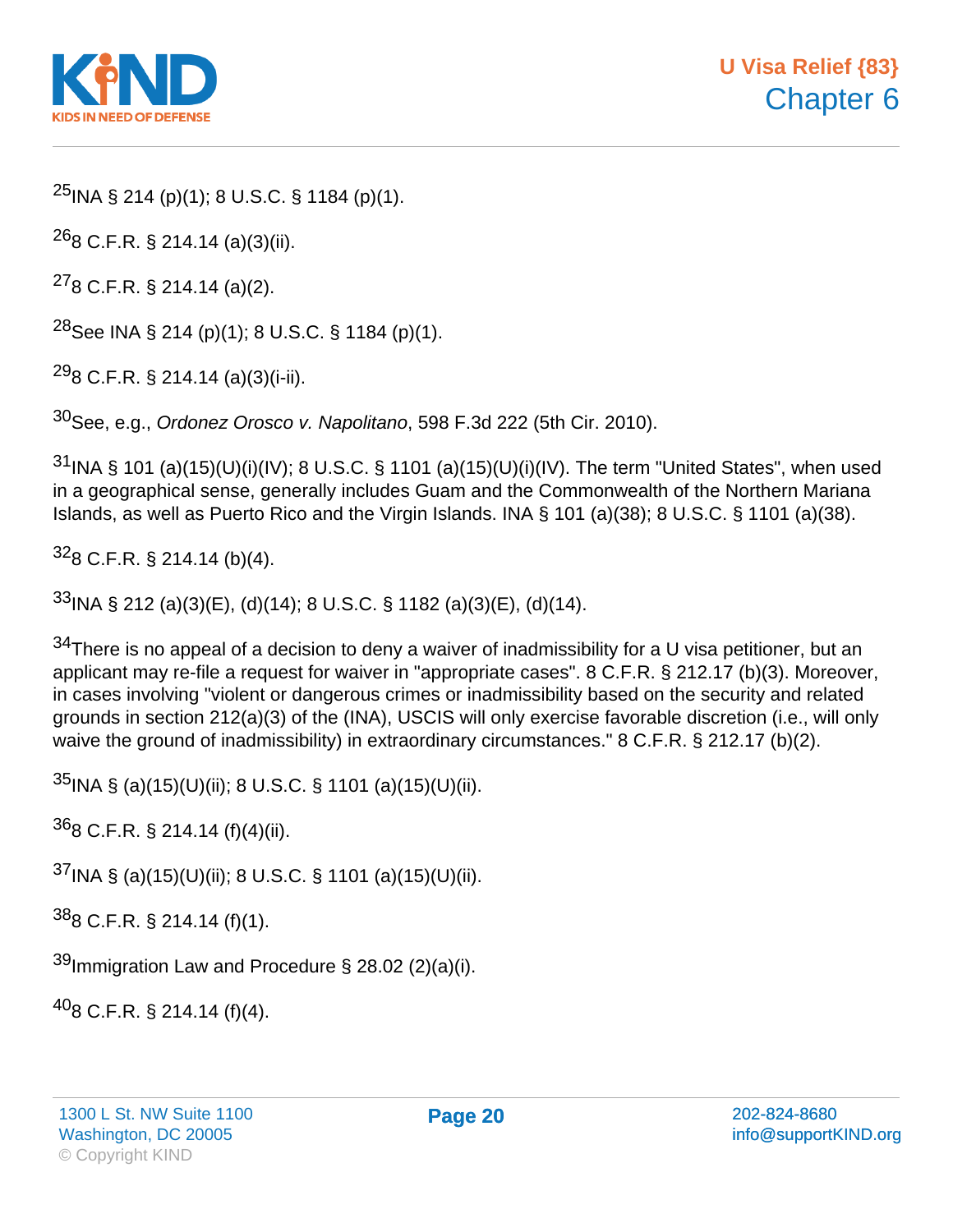[25]INA § 214 (p)(1); 8 U.S.C. § 1184 (p)(1).

[26]8 C.F.R. § 214.14 (a)(3)(ii).

[27]8 C.F.R. § 214.14 (a)(2).

[28]See INA § 214 (p)(1); 8 U.S.C. § 1184 (p)(1).

[29]8 C.F.R. § 214.14 (a)(3)(i-ii).

[30]See, e.g., *Ordonez Orosco v. Napolitano*, 598 F.3d 222 (5th Cir. 2010).

[31]INA § 101 (a)(15)(U)(i)(IV); 8 U.S.C. § 1101 (a)(15)(U)(i)(IV). The term "United States", when used in a geographical sense, generally includes Guam and the Commonwealth of the Northern Mariana Islands, as well as Puerto Rico and the Virgin Islands. INA § 101 (a)(38); 8 U.S.C. § 1101 (a)(38).

[32]8 C.F.R. § 214.14 (b)(4).

[33]INA § 212 (a)(3)(E), (d)(14); 8 U.S.C. § 1182 (a)(3)(E), (d)(14).

[34]There is no appeal of a decision to deny a waiver of inadmissibility for a U visa petitioner, but an applicant may re-file a request for waiver in "appropriate cases". 8 C.F.R. § 212.17 (b)(3). Moreover, in cases involving "violent or dangerous crimes or inadmissibility based on the security and related grounds in section 212(a)(3) of the (INA), USCIS will only exercise favorable discretion (i.e., will only waive the ground of inadmissibility) in extraordinary circumstances." 8 C.F.R. § 212.17 (b)(2).

[35]INA § (a)(15)(U)(ii); 8 U.S.C. § 1101 (a)(15)(U)(ii).

[36]8 C.F.R. § 214.14 (f)(4)(ii).

[37]INA § (a)(15)(U)(ii); 8 U.S.C. § 1101 (a)(15)(U)(ii).

[38]8 C.F.R. § 214.14 (f)(1).

[39]Immigration Law and Procedure § 28.02 (2)(a)(i).

[40]8 C.F.R. § 214.14 (f)(4).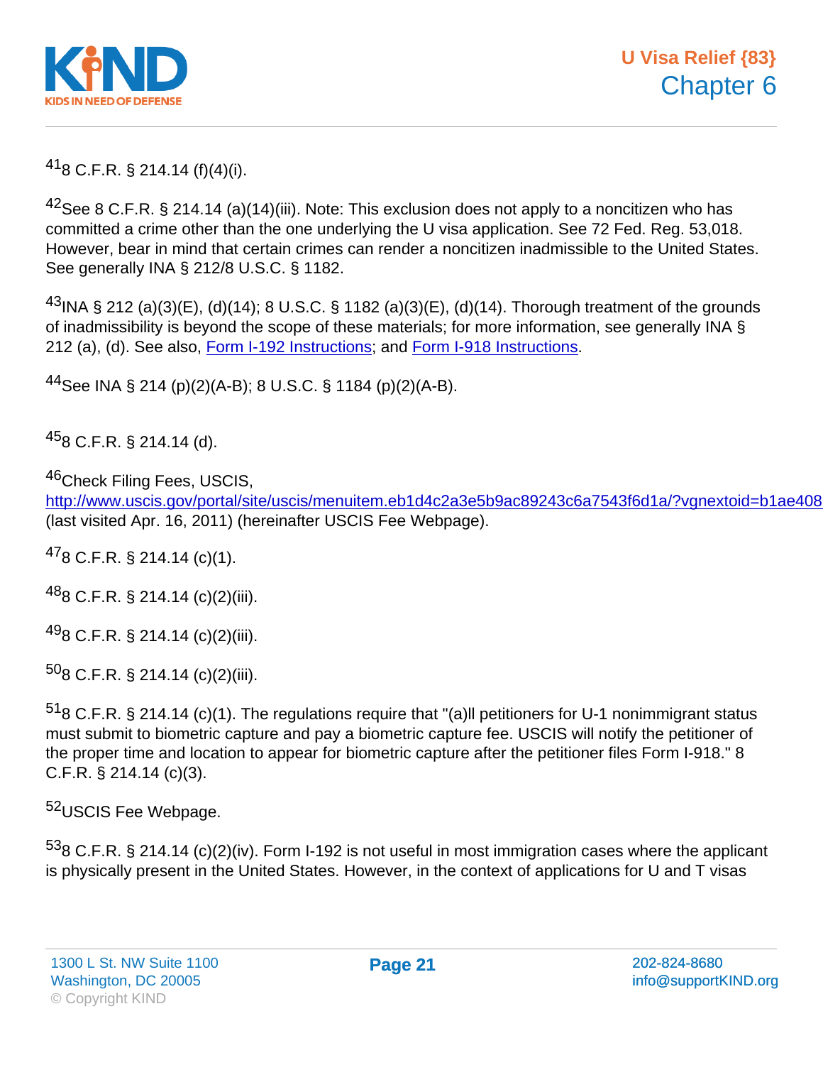[41]8 C.F.R. § 214.14 (f)(4)(i).

[42]See 8 C.F.R. § 214.14 (a)(14)(iii). Note: This exclusion does not apply to a noncitizen who has committed a crime other than the one underlying the U visa application. See 72 Fed. Reg. 53,018. However, bear in mind that certain crimes can render a noncitizen inadmissible to the United States. See generally INA § 212/8 U.S.C. § 1182.

[43]INA § 212 (a)(3)(E), (d)(14); 8 U.S.C. § 1182 (a)(3)(E), (d)(14). Thorough treatment of the grounds of inadmissibility is beyond the scope of these materials; for more information, see generally INA § 212 (a), (d). See also, Form I-192 Instructions; and Form I-918 Instructions.

[44]See INA § 214 (p)(2)(A-B); 8 U.S.C. § 1184 (p)(2)(A-B).

[45]8 C.F.R. § 214.14 (d).

[46]Check Filing Fees, USCIS, http://www.uscis.gov/portal/site/uscis/menuitem.eb1d4c2a3e5b9ac89243c6a7543f6d1a/?vgnextoid=b1ae408 (last visited Apr. 16, 2011) (hereinafter USCIS Fee Webpage).

[47]8 C.F.R. § 214.14 (c)(1).

[48]8 C.F.R. § 214.14 (c)(2)(iii).

[49]8 C.F.R. § 214.14 (c)(2)(iii).

[50]8 C.F.R. § 214.14 (c)(2)(iii).

[51]8 C.F.R. § 214.14 (c)(1). The regulations require that "(a)ll petitioners for U-1 nonimmigrant status must submit to biometric capture and pay a biometric capture fee. USCIS will notify the petitioner of the proper time and location to appear for biometric capture after the petitioner files Form I-918." 8 C.F.R. § 214.14 (c)(3).

[52]USCIS Fee Webpage.

[53]8 C.F.R. § 214.14 (c)(2)(iv). Form I-192 is not useful in most immigration cases where the applicant is physically present in the United States. However, in the context of applications for U and T visas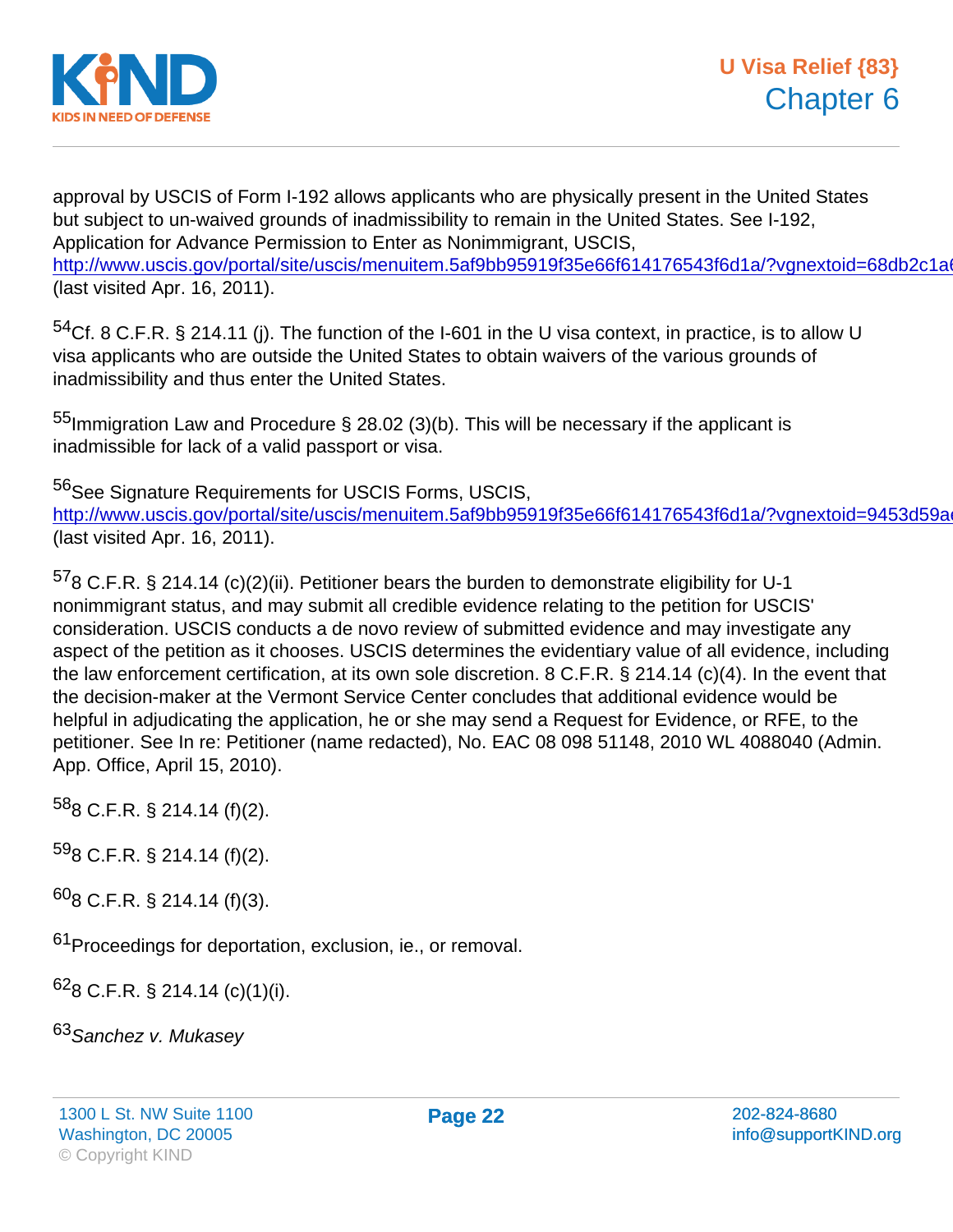approval by USCIS of Form I-192 allows applicants who are physically present in the United States but subject to un-waived grounds of inadmissibility to remain in the United States. See I-192, Application for Advance Permission to Enter as Nonimmigrant, USCIS, http://www.uscis.gov/portal/site/uscis/menuitem.5af9bb95919f35e66f614176543f6d1a/?vgnextoid=68db2c1a6 (last visited Apr. 16, 2011).

[54]Cf. 8 C.F.R. § 214.11 (j). The function of the I-601 in the U visa context, in practice, is to allow U visa applicants who are outside the United States to obtain waivers of the various grounds of inadmissibility and thus enter the United States.

[55]Immigration Law and Procedure § 28.02 (3)(b). This will be necessary if the applicant is inadmissible for lack of a valid passport or visa.

[56]See Signature Requirements for USCIS Forms, USCIS, http://www.uscis.gov/portal/site/uscis/menuitem.5af9bb95919f35e66f614176543f6d1a/?vgnextoid=9453d59a (last visited Apr. 16, 2011).

[57]8 C.F.R. § 214.14 (c)(2)(ii). Petitioner bears the burden to demonstrate eligibility for U-1 nonimmigrant status, and may submit all credible evidence relating to the petition for USCIS' consideration. USCIS conducts a de novo review of submitted evidence and may investigate any aspect of the petition as it chooses. USCIS determines the evidentiary value of all evidence, including the law enforcement certification, at its own sole discretion. 8 C.F.R. § 214.14 (c)(4). In the event that the decision-maker at the Vermont Service Center concludes that additional evidence would be helpful in adjudicating the application, he or she may send a Request for Evidence, or RFE, to the petitioner. See In re: Petitioner (name redacted), No. EAC 08 098 51148, 2010 WL 4088040 (Admin. App. Office, April 15, 2010).

[58]8 C.F.R. § 214.14 (f)(2).

[59]8 C.F.R. § 214.14 (f)(2).

[60]8 C.F.R. § 214.14 (f)(3).

[61]Proceedings for deportation, exclusion, ie., or removal.

[62]8 C.F.R. § 214.14 (c)(1)(i).

[63]*Sanchez v. Mukasey*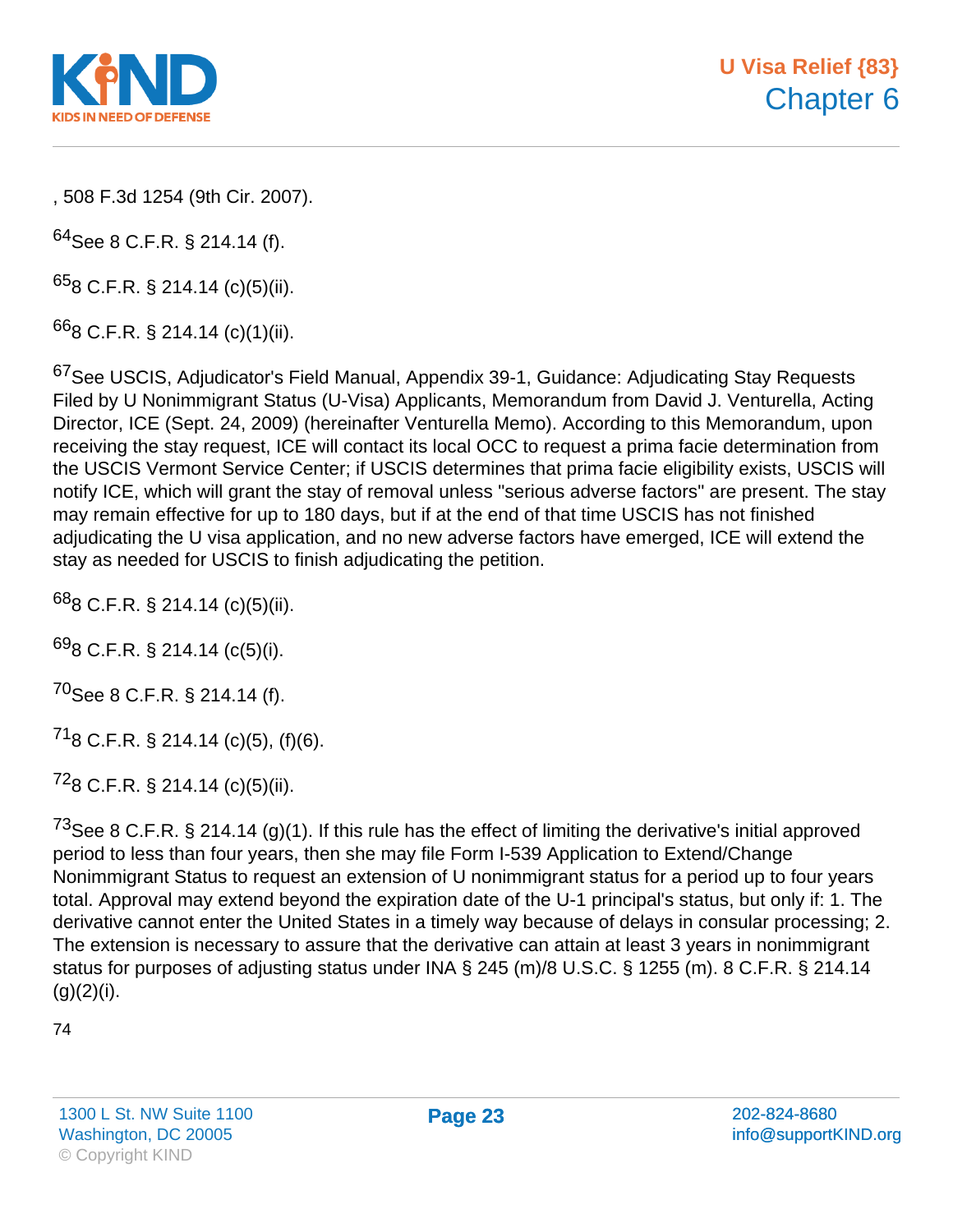, 508 F.3d 1254 (9th Cir. 2007).

[64]See 8 C.F.R. § 214.14 (f).

[65]8 C.F.R. § 214.14 (c)(5)(ii).

[66]8 C.F.R. § 214.14 (c)(1)(ii).

[67]See USCIS, Adjudicator's Field Manual, Appendix 39-1, Guidance: Adjudicating Stay Requests Filed by U Nonimmigrant Status (U-Visa) Applicants, Memorandum from David J. Venturella, Acting Director, ICE (Sept. 24, 2009) (hereinafter Venturella Memo). According to this Memorandum, upon receiving the stay request, ICE will contact its local OCC to request a prima facie determination from the USCIS Vermont Service Center; if USCIS determines that prima facie eligibility exists, USCIS will notify ICE, which will grant the stay of removal unless "serious adverse factors" are present. The stay may remain effective for up to 180 days, but if at the end of that time USCIS has not finished adjudicating the U visa application, and no new adverse factors have emerged, ICE will extend the stay as needed for USCIS to finish adjudicating the petition.

[68]8 C.F.R. § 214.14 (c)(5)(ii).

[69]8 C.F.R. § 214.14 (c(5)(i).

[70]See 8 C.F.R. § 214.14 (f).

[71]8 C.F.R. § 214.14 (c)(5), (f)(6).

[72]8 C.F.R. § 214.14 (c)(5)(ii).

[73]See 8 C.F.R. § 214.14 (g)(1). If this rule has the effect of limiting the derivative's initial approved period to less than four years, then she may file Form I-539 Application to Extend/Change Nonimmigrant Status to request an extension of U nonimmigrant status for a period up to four years total. Approval may extend beyond the expiration date of the U-1 principal's status, but only if: 1. The derivative cannot enter the United States in a timely way because of delays in consular processing; 2. The extension is necessary to assure that the derivative can attain at least 3 years in nonimmigrant status for purposes of adjusting status under INA § 245 (m)/8 U.S.C. § 1255 (m). 8 C.F.R. § 214.14 (g)(2)(i).

74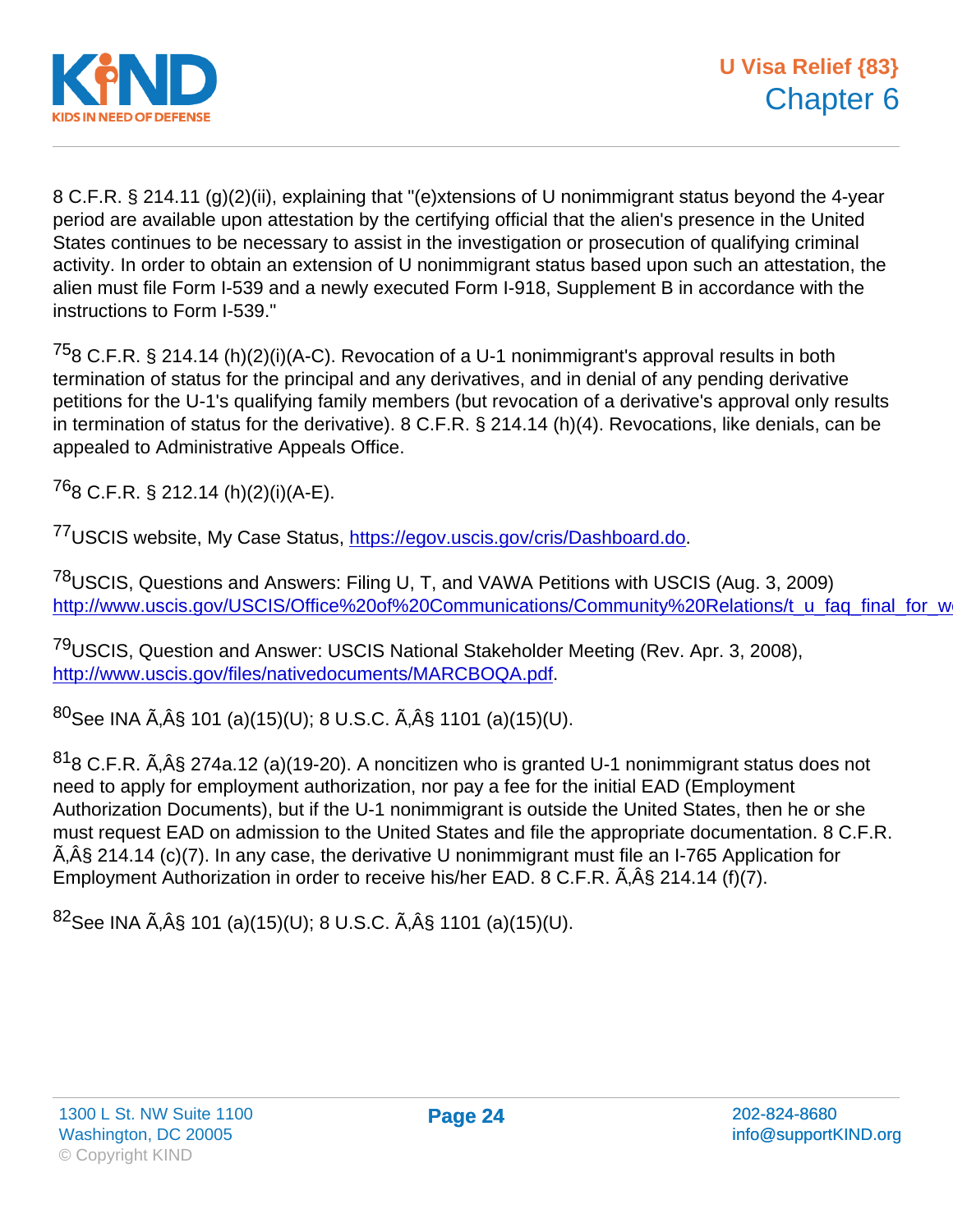8 C.F.R. § 214.11 (g)(2)(ii), explaining that "(e)xtensions of U nonimmigrant status beyond the 4-year period are available upon attestation by the certifying official that the alien's presence in the United States continues to be necessary to assist in the investigation or prosecution of qualifying criminal activity. In order to obtain an extension of U nonimmigrant status based upon such an attestation, the alien must file Form I-539 and a newly executed Form I-918, Supplement B in accordance with the instructions to Form I-539."

[75]8 C.F.R. § 214.14 (h)(2)(i)(A-C). Revocation of a U-1 nonimmigrant's approval results in both termination of status for the principal and any derivatives, and in denial of any pending derivative petitions for the U-1's qualifying family members (but revocation of a derivative's approval only results in termination of status for the derivative). 8 C.F.R. § 214.14 (h)(4). Revocations, like denials, can be appealed to Administrative Appeals Office.

[76]8 C.F.R. § 212.14 (h)(2)(i)(A-E).

[77]USCIS website, My Case Status, https://egov.uscis.gov/cris/Dashboard.do.

[78]USCIS, Questions and Answers: Filing U, T, and VAWA Petitions with USCIS (Aug. 3, 2009) http://www.uscis.gov/USCIS/Office%20of%20Communications/Community%20Relations/t_u_faq_final_for_w

[79]USCIS, Question and Answer: USCIS National Stakeholder Meeting (Rev. Apr. 3, 2008), http://www.uscis.gov/files/nativedocuments/MARCBOQA.pdf.

[80]See INA Ã‚Â§ 101 (a)(15)(U); 8 U.S.C. Ã‚Â§ 1101 (a)(15)(U).

[81]8 C.F.R. Ã‚Â§ 274a.12 (a)(19-20). A noncitizen who is granted U-1 nonimmigrant status does not need to apply for employment authorization, nor pay a fee for the initial EAD (Employment Authorization Documents), but if the U-1 nonimmigrant is outside the United States, then he or she must request EAD on admission to the United States and file the appropriate documentation. 8 C.F.R. Ã‚Â§ 214.14 (c)(7). In any case, the derivative U nonimmigrant must file an I-765 Application for Employment Authorization in order to receive his/her EAD. 8 C.F.R. Ã‚Â§ 214.14 (f)(7).

[82]See INA Ã‚Â§ 101 (a)(15)(U); 8 U.S.C. Ã‚Â§ 1101 (a)(15)(U).